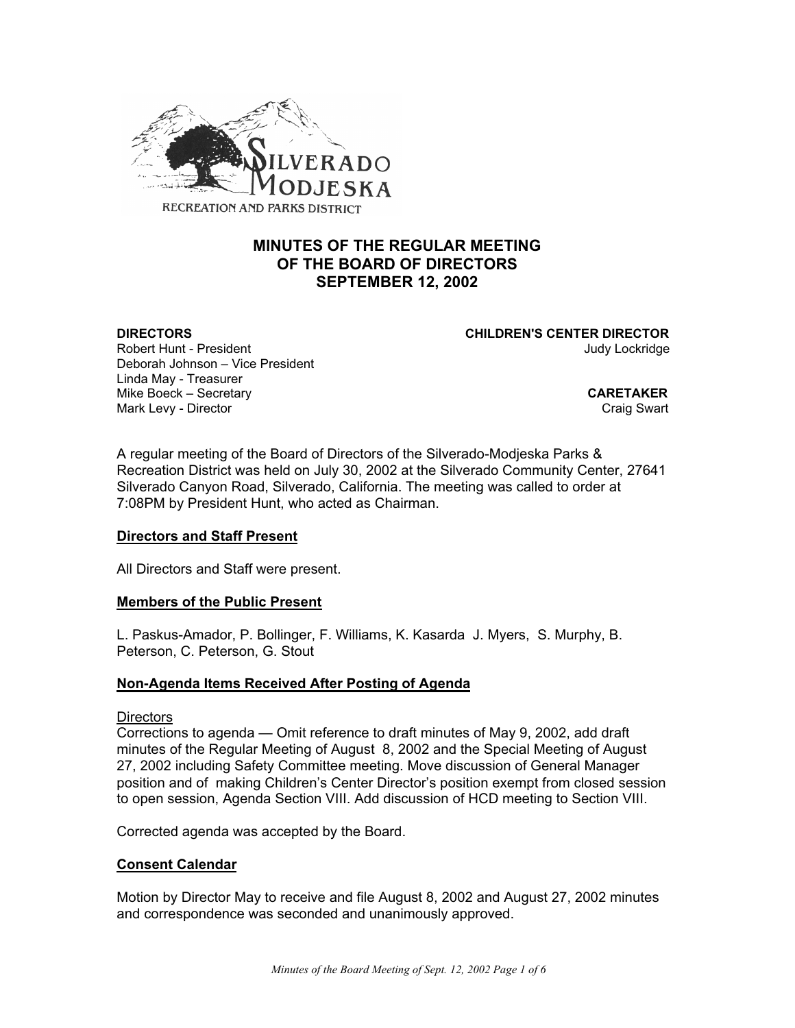SILVERADO MODJESKA
RECREATION AND PARKS DISTRICT

# MINUTES OF THE REGULAR MEETING OF THE BOARD OF DIRECTORS SEPTEMBER 12, 2002

**DIRECTORS**
Robert Hunt - President
Deborah Johnson – Vice President
Linda May - Treasurer
Mike Boeck – Secretary
Mark Levy - Director

**CHILDREN'S CENTER DIRECTOR**
Judy Lockridge

**CARETAKER**
Craig Swart

A regular meeting of the Board of Directors of the Silverado-Modjeska Parks & Recreation District was held on July 30, 2002 at the Silverado Community Center, 27641 Silverado Canyon Road, Silverado, California. The meeting was called to order at 7:08PM by President Hunt, who acted as Chairman.

## Directors and Staff Present

All Directors and Staff were present.

## Members of the Public Present

L. Paskus-Amador, P. Bollinger, F. Williams, K. Kasarda J. Myers, S. Murphy, B. Peterson, C. Peterson, G. Stout

## Non-Agenda Items Received After Posting of Agenda

Directors

Corrections to agenda — Omit reference to draft minutes of May 9, 2002, add draft minutes of the Regular Meeting of August 8, 2002 and the Special Meeting of August 27, 2002 including Safety Committee meeting. Move discussion of General Manager position and of making Children's Center Director's position exempt from closed session to open session, Agenda Section VIII. Add discussion of HCD meeting to Section VIII.

Corrected agenda was accepted by the Board.

## Consent Calendar

Motion by Director May to receive and file August 8, 2002 and August 27, 2002 minutes and correspondence was seconded and unanimously approved.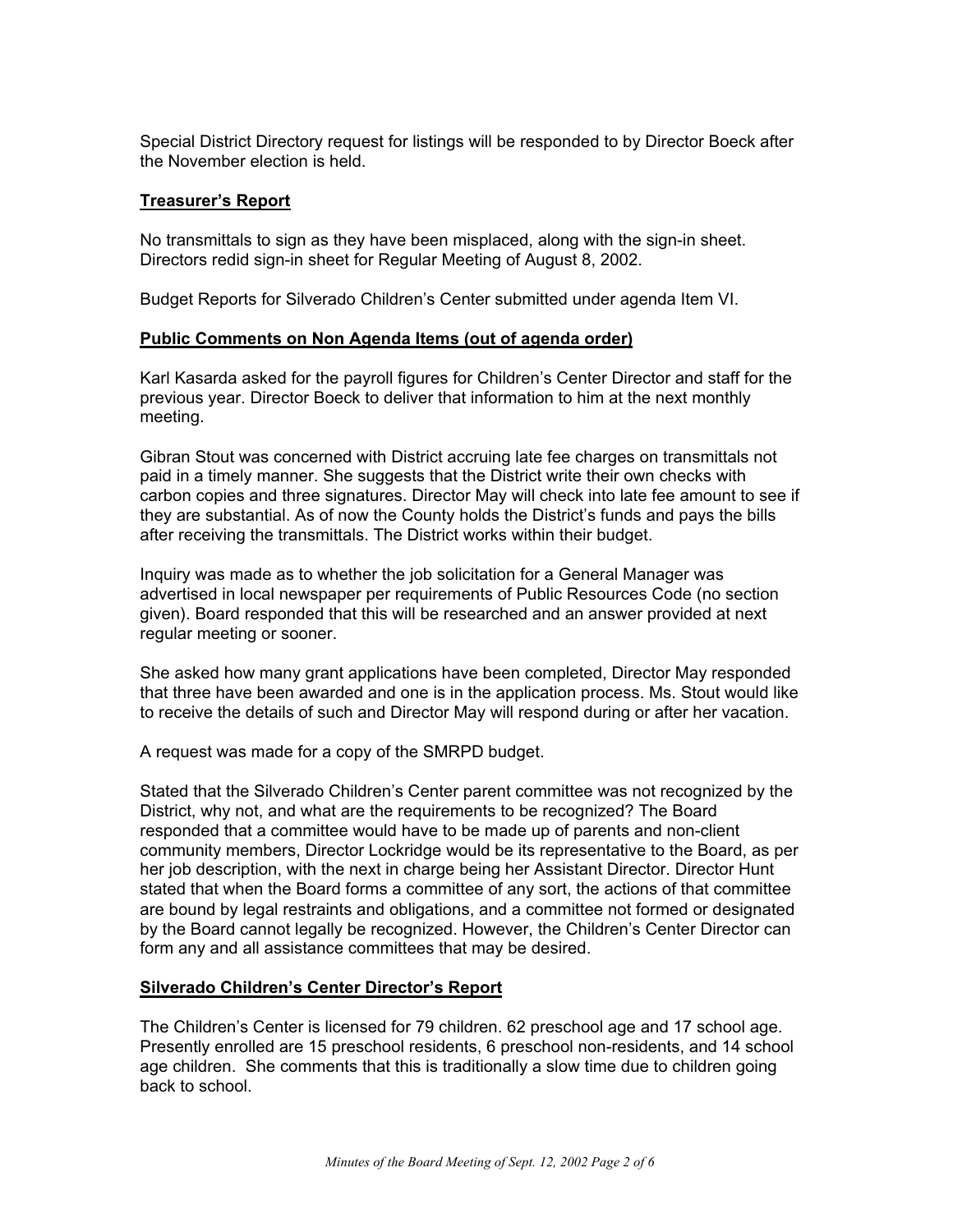Special District Directory request for listings will be responded to by Director Boeck after the November election is held.

## Treasurer's Report

No transmittals to sign as they have been misplaced, along with the sign-in sheet. Directors redid sign-in sheet for Regular Meeting of August 8, 2002.

Budget Reports for Silverado Children's Center submitted under agenda Item VI.

## Public Comments on Non Agenda Items (out of agenda order)

Karl Kasarda asked for the payroll figures for Children's Center Director and staff for the previous year. Director Boeck to deliver that information to him at the next monthly meeting.

Gibran Stout was concerned with District accruing late fee charges on transmittals not paid in a timely manner. She suggests that the District write their own checks with carbon copies and three signatures. Director May will check into late fee amount to see if they are substantial. As of now the County holds the District's funds and pays the bills after receiving the transmittals. The District works within their budget.

Inquiry was made as to whether the job solicitation for a General Manager was advertised in local newspaper per requirements of Public Resources Code (no section given). Board responded that this will be researched and an answer provided at next regular meeting or sooner.

She asked how many grant applications have been completed, Director May responded that three have been awarded and one is in the application process. Ms. Stout would like to receive the details of such and Director May will respond during or after her vacation.

A request was made for a copy of the SMRPD budget.

Stated that the Silverado Children's Center parent committee was not recognized by the District, why not, and what are the requirements to be recognized? The Board responded that a committee would have to be made up of parents and non-client community members, Director Lockridge would be its representative to the Board, as per her job description, with the next in charge being her Assistant Director. Director Hunt stated that when the Board forms a committee of any sort, the actions of that committee are bound by legal restraints and obligations, and a committee not formed or designated by the Board cannot legally be recognized. However, the Children's Center Director can form any and all assistance committees that may be desired.

## Silverado Children's Center Director's Report

The Children's Center is licensed for 79 children. 62 preschool age and 17 school age. Presently enrolled are 15 preschool residents, 6 preschool non-residents, and 14 school age children. She comments that this is traditionally a slow time due to children going back to school.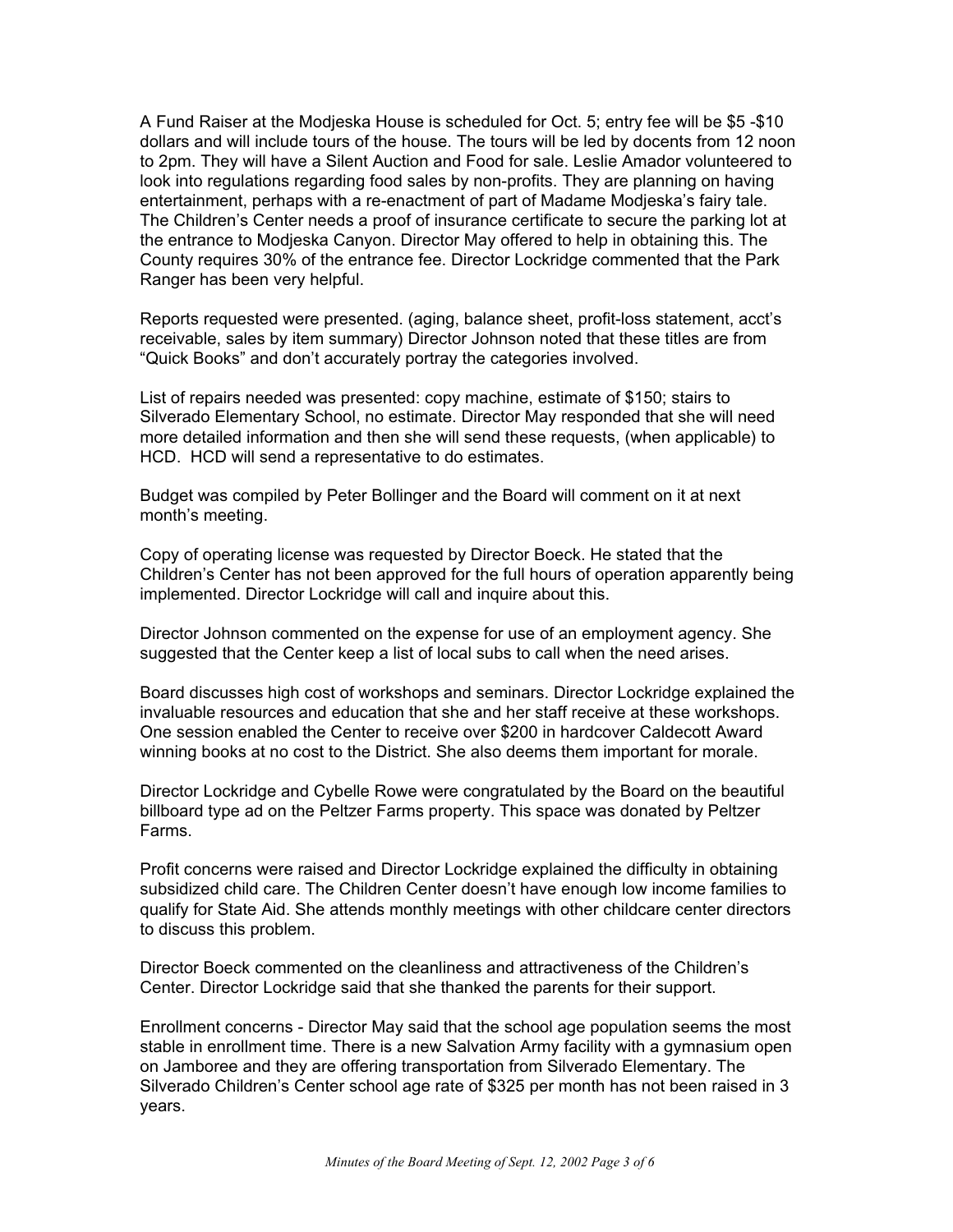A Fund Raiser at the Modjeska House is scheduled for Oct. 5; entry fee will be $5 -$10 dollars and will include tours of the house. The tours will be led by docents from 12 noon to 2pm. They will have a Silent Auction and Food for sale. Leslie Amador volunteered to look into regulations regarding food sales by non-profits. They are planning on having entertainment, perhaps with a re-enactment of part of Madame Modjeska's fairy tale. The Children's Center needs a proof of insurance certificate to secure the parking lot at the entrance to Modjeska Canyon. Director May offered to help in obtaining this. The County requires 30% of the entrance fee. Director Lockridge commented that the Park Ranger has been very helpful.

Reports requested were presented. (aging, balance sheet, profit-loss statement, acct's receivable, sales by item summary) Director Johnson noted that these titles are from "Quick Books" and don't accurately portray the categories involved.

List of repairs needed was presented: copy machine, estimate of $150; stairs to Silverado Elementary School, no estimate. Director May responded that she will need more detailed information and then she will send these requests, (when applicable) to HCD. HCD will send a representative to do estimates.

Budget was compiled by Peter Bollinger and the Board will comment on it at next month's meeting.

Copy of operating license was requested by Director Boeck. He stated that the Children's Center has not been approved for the full hours of operation apparently being implemented. Director Lockridge will call and inquire about this.

Director Johnson commented on the expense for use of an employment agency. She suggested that the Center keep a list of local subs to call when the need arises.

Board discusses high cost of workshops and seminars. Director Lockridge explained the invaluable resources and education that she and her staff receive at these workshops. One session enabled the Center to receive over $200 in hardcover Caldecott Award winning books at no cost to the District. She also deems them important for morale.

Director Lockridge and Cybelle Rowe were congratulated by the Board on the beautiful billboard type ad on the Peltzer Farms property. This space was donated by Peltzer Farms.

Profit concerns were raised and Director Lockridge explained the difficulty in obtaining subsidized child care. The Children Center doesn't have enough low income families to qualify for State Aid. She attends monthly meetings with other childcare center directors to discuss this problem.

Director Boeck commented on the cleanliness and attractiveness of the Children's Center. Director Lockridge said that she thanked the parents for their support.

Enrollment concerns - Director May said that the school age population seems the most stable in enrollment time. There is a new Salvation Army facility with a gymnasium open on Jamboree and they are offering transportation from Silverado Elementary. The Silverado Children's Center school age rate of $325 per month has not been raised in 3 years.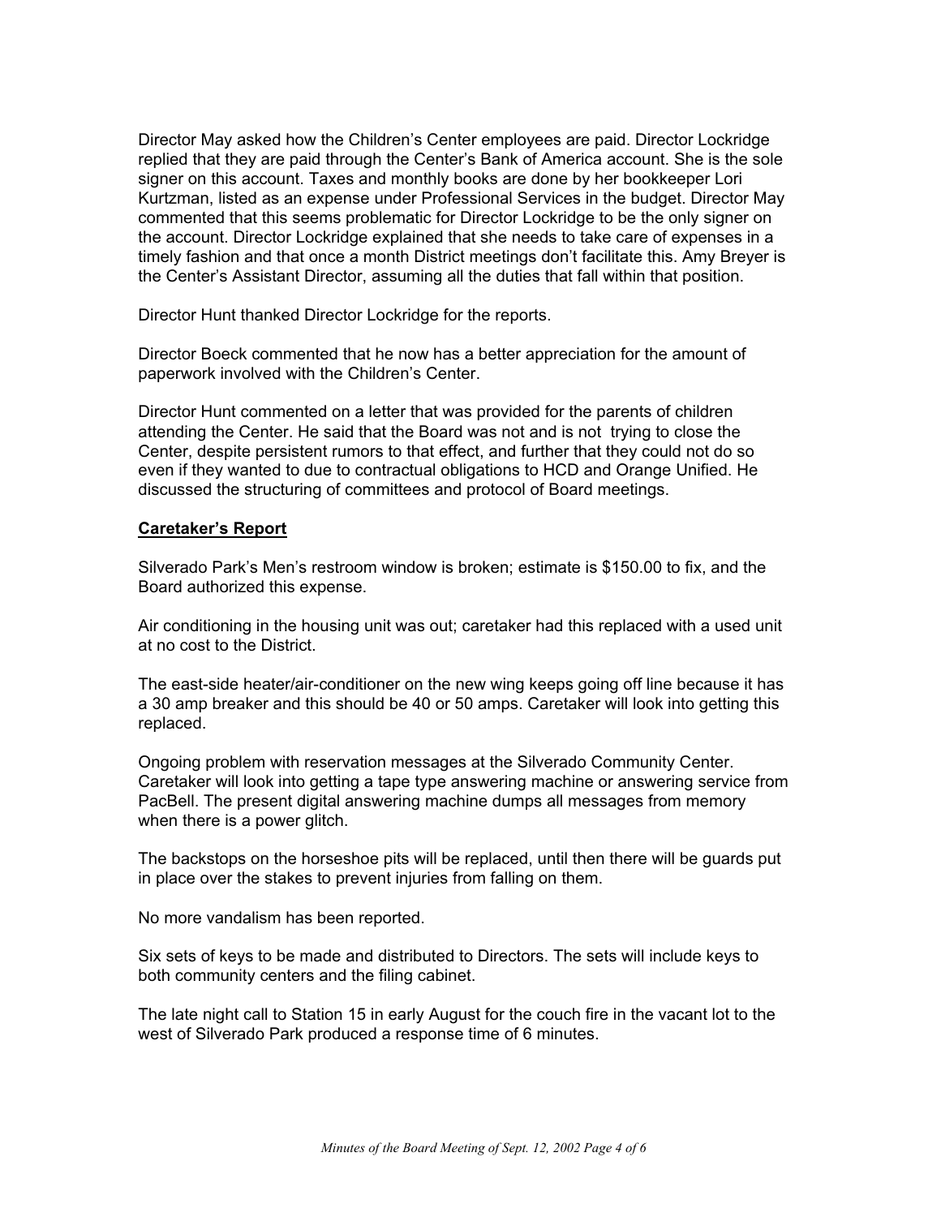Director May asked how the Children's Center employees are paid. Director Lockridge replied that they are paid through the Center's Bank of America account. She is the sole signer on this account. Taxes and monthly books are done by her bookkeeper Lori Kurtzman, listed as an expense under Professional Services in the budget. Director May commented that this seems problematic for Director Lockridge to be the only signer on the account. Director Lockridge explained that she needs to take care of expenses in a timely fashion and that once a month District meetings don't facilitate this. Amy Breyer is the Center's Assistant Director, assuming all the duties that fall within that position.

Director Hunt thanked Director Lockridge for the reports.

Director Boeck commented that he now has a better appreciation for the amount of paperwork involved with the Children's Center.

Director Hunt commented on a letter that was provided for the parents of children attending the Center. He said that the Board was not and is not trying to close the Center, despite persistent rumors to that effect, and further that they could not do so even if they wanted to due to contractual obligations to HCD and Orange Unified. He discussed the structuring of committees and protocol of Board meetings.

**Caretaker's Report**

Silverado Park's Men's restroom window is broken; estimate is $150.00 to fix, and the Board authorized this expense.

Air conditioning in the housing unit was out; caretaker had this replaced with a used unit at no cost to the District.

The east-side heater/air-conditioner on the new wing keeps going off line because it has a 30 amp breaker and this should be 40 or 50 amps. Caretaker will look into getting this replaced.

Ongoing problem with reservation messages at the Silverado Community Center. Caretaker will look into getting a tape type answering machine or answering service from PacBell. The present digital answering machine dumps all messages from memory when there is a power glitch.

The backstops on the horseshoe pits will be replaced, until then there will be guards put in place over the stakes to prevent injuries from falling on them.

No more vandalism has been reported.

Six sets of keys to be made and distributed to Directors. The sets will include keys to both community centers and the filing cabinet.

The late night call to Station 15 in early August for the couch fire in the vacant lot to the west of Silverado Park produced a response time of 6 minutes.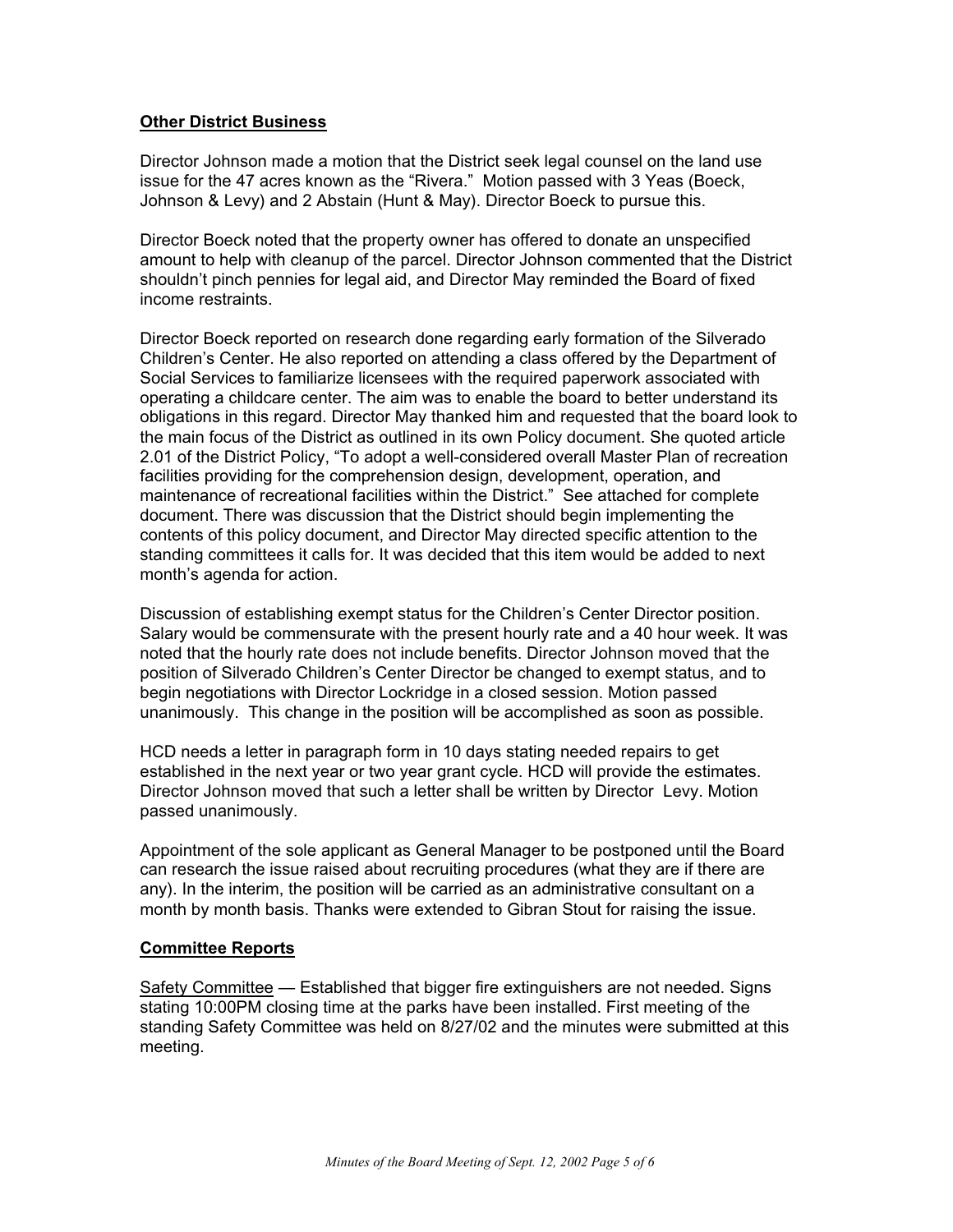## **Other District Business**

Director Johnson made a motion that the District seek legal counsel on the land use issue for the 47 acres known as the "Rivera." Motion passed with 3 Yeas (Boeck, Johnson & Levy) and 2 Abstain (Hunt & May). Director Boeck to pursue this.

Director Boeck noted that the property owner has offered to donate an unspecified amount to help with cleanup of the parcel. Director Johnson commented that the District shouldn't pinch pennies for legal aid, and Director May reminded the Board of fixed income restraints.

Director Boeck reported on research done regarding early formation of the Silverado Children's Center. He also reported on attending a class offered by the Department of Social Services to familiarize licensees with the required paperwork associated with operating a childcare center. The aim was to enable the board to better understand its obligations in this regard. Director May thanked him and requested that the board look to the main focus of the District as outlined in its own Policy document. She quoted article 2.01 of the District Policy, "To adopt a well-considered overall Master Plan of recreation facilities providing for the comprehension design, development, operation, and maintenance of recreational facilities within the District." See attached for complete document. There was discussion that the District should begin implementing the contents of this policy document, and Director May directed specific attention to the standing committees it calls for. It was decided that this item would be added to next month's agenda for action.

Discussion of establishing exempt status for the Children's Center Director position. Salary would be commensurate with the present hourly rate and a 40 hour week. It was noted that the hourly rate does not include benefits. Director Johnson moved that the position of Silverado Children's Center Director be changed to exempt status, and to begin negotiations with Director Lockridge in a closed session. Motion passed unanimously. This change in the position will be accomplished as soon as possible.

HCD needs a letter in paragraph form in 10 days stating needed repairs to get established in the next year or two year grant cycle. HCD will provide the estimates. Director Johnson moved that such a letter shall be written by Director Levy. Motion passed unanimously.

Appointment of the sole applicant as General Manager to be postponed until the Board can research the issue raised about recruiting procedures (what they are if there are any). In the interim, the position will be carried as an administrative consultant on a month by month basis. Thanks were extended to Gibran Stout for raising the issue.

## **Committee Reports**

Safety Committee — Established that bigger fire extinguishers are not needed. Signs stating 10:00PM closing time at the parks have been installed. First meeting of the standing Safety Committee was held on 8/27/02 and the minutes were submitted at this meeting.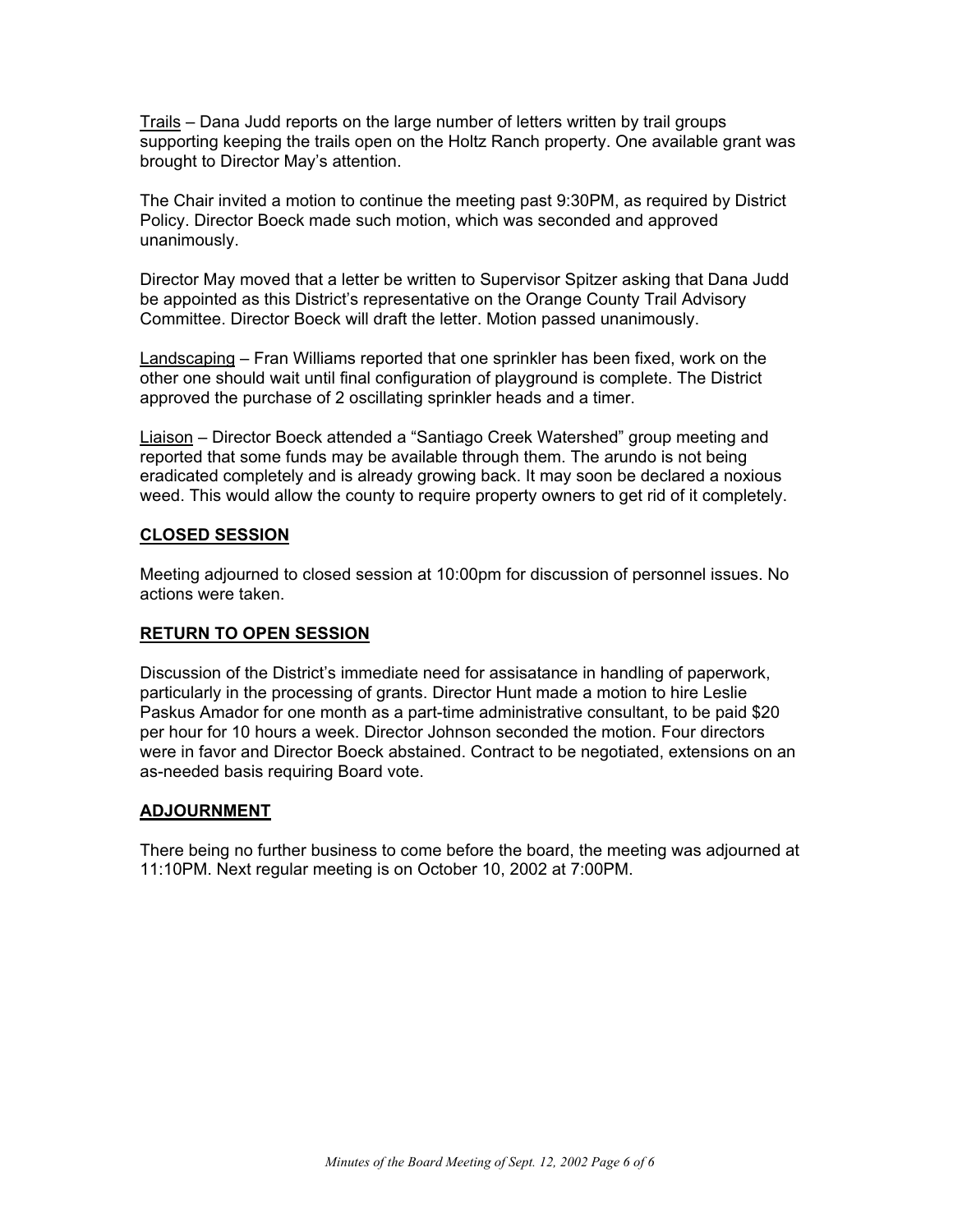Trails – Dana Judd reports on the large number of letters written by trail groups supporting keeping the trails open on the Holtz Ranch property. One available grant was brought to Director May's attention.

The Chair invited a motion to continue the meeting past 9:30PM, as required by District Policy. Director Boeck made such motion, which was seconded and approved unanimously.

Director May moved that a letter be written to Supervisor Spitzer asking that Dana Judd be appointed as this District's representative on the Orange County Trail Advisory Committee. Director Boeck will draft the letter. Motion passed unanimously.

Landscaping – Fran Williams reported that one sprinkler has been fixed, work on the other one should wait until final configuration of playground is complete. The District approved the purchase of 2 oscillating sprinkler heads and a timer.

Liaison – Director Boeck attended a "Santiago Creek Watershed" group meeting and reported that some funds may be available through them. The arundo is not being eradicated completely and is already growing back. It may soon be declared a noxious weed. This would allow the county to require property owners to get rid of it completely.

## CLOSED SESSION

Meeting adjourned to closed session at 10:00pm for discussion of personnel issues. No actions were taken.

## RETURN TO OPEN SESSION

Discussion of the District's immediate need for assisatance in handling of paperwork, particularly in the processing of grants. Director Hunt made a motion to hire Leslie Paskus Amador for one month as a part-time administrative consultant, to be paid $20 per hour for 10 hours a week. Director Johnson seconded the motion. Four directors were in favor and Director Boeck abstained. Contract to be negotiated, extensions on an as-needed basis requiring Board vote.

## ADJOURNMENT

There being no further business to come before the board, the meeting was adjourned at 11:10PM. Next regular meeting is on October 10, 2002 at 7:00PM.